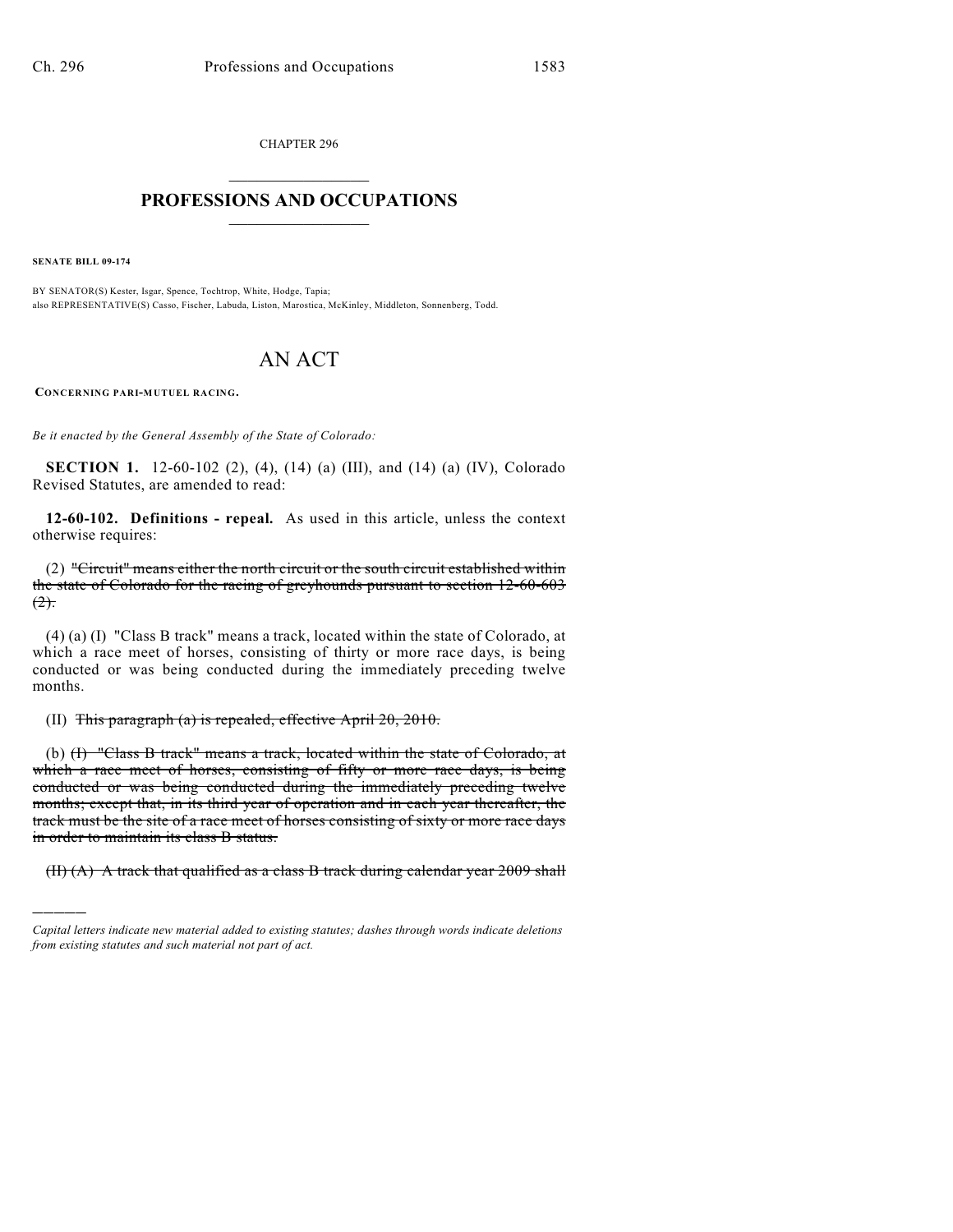CHAPTER 296

# PROFESSIONS AND OCCUPATIONS

**SENATE BILL 09-174**

BY SENATOR(S) Kester, Isgar, Spence, Tochtrop, White, Hodge, Tapia;
also REPRESENTATIVE(S) Casso, Fischer, Labuda, Liston, Marostica, McKinley, Middleton, Sonnenberg, Todd.

# AN ACT

**CONCERNING PARI-MUTUEL RACING.**

*Be it enacted by the General Assembly of the State of Colorado:*

**SECTION 1.** 12-60-102 (2), (4), (14) (a) (III), and (14) (a) (IV), Colorado Revised Statutes, are amended to read:

**12-60-102. Definitions - repeal.** As used in this article, unless the context otherwise requires:

(2) ~~"Circuit" means either the north circuit or the south circuit established within the state of Colorado for the racing of greyhounds pursuant to section 12-60-603 (2).~~

(4) (a) (I) "Class B track" means a track, located within the state of Colorado, at which a race meet of horses, consisting of thirty or more race days, is being conducted or was being conducted during the immediately preceding twelve months.

(II) ~~This paragraph (a) is repealed, effective April 20, 2010.~~

(b) ~~(I) "Class B track" means a track, located within the state of Colorado, at which a race meet of horses, consisting of fifty or more race days, is being conducted or was being conducted during the immediately preceding twelve months; except that, in its third year of operation and in each year thereafter, the track must be the site of a race meet of horses consisting of sixty or more race days in order to maintain its class B status.~~

~~(II) (A) A track that qualified as a class B track during calendar year 2009 shall~~

---

*Capital letters indicate new material added to existing statutes; dashes through words indicate deletions from existing statutes and such material not part of act.*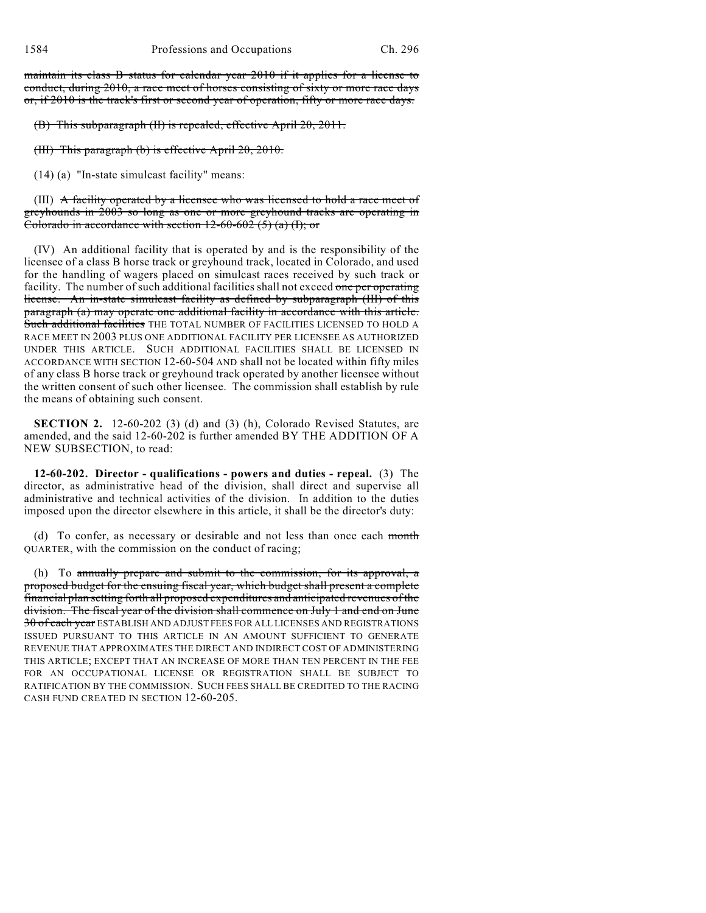~~maintain its class B status for calendar year 2010 if it applies for a license to conduct, during 2010, a race meet of horses consisting of sixty or more race days or, if 2010 is the track's first or second year of operation, fifty or more race days.~~

~~(B) This subparagraph (II) is repealed, effective April 20, 2011.~~

~~(III) This paragraph (b) is effective April 20, 2010.~~

(14) (a) "In-state simulcast facility" means:

(III) ~~A facility operated by a licensee who was licensed to hold a race meet of greyhounds in 2003 so long as one or more greyhound tracks are operating in Colorado in accordance with section 12-60-602 (5) (a) (I); or~~

(IV) An additional facility that is operated by and is the responsibility of the licensee of a class B horse track or greyhound track, located in Colorado, and used for the handling of wagers placed on simulcast races received by such track or facility. The number of such additional facilities shall not exceed ~~one per operating license. An in-state simulcast facility as defined by subparagraph (III) of this paragraph (a) may operate one additional facility in accordance with this article. Such additional facilities~~ THE TOTAL NUMBER OF FACILITIES LICENSED TO HOLD A RACE MEET IN 2003 PLUS ONE ADDITIONAL FACILITY PER LICENSEE AS AUTHORIZED UNDER THIS ARTICLE. SUCH ADDITIONAL FACILITIES SHALL BE LICENSED IN ACCORDANCE WITH SECTION 12-60-504 AND shall not be located within fifty miles of any class B horse track or greyhound track operated by another licensee without the written consent of such other licensee. The commission shall establish by rule the means of obtaining such consent.

**SECTION 2.** 12-60-202 (3) (d) and (3) (h), Colorado Revised Statutes, are amended, and the said 12-60-202 is further amended BY THE ADDITION OF A NEW SUBSECTION, to read:

**12-60-202. Director - qualifications - powers and duties - repeal.** (3) The director, as administrative head of the division, shall direct and supervise all administrative and technical activities of the division. In addition to the duties imposed upon the director elsewhere in this article, it shall be the director's duty:

(d) To confer, as necessary or desirable and not less than once each ~~month~~ QUARTER, with the commission on the conduct of racing;

(h) To ~~annually prepare and submit to the commission, for its approval, a proposed budget for the ensuing fiscal year, which budget shall present a complete financial plan setting forth all proposed expenditures and anticipated revenues of the division. The fiscal year of the division shall commence on July 1 and end on June 30 of each year~~ ESTABLISH AND ADJUST FEES FOR ALL LICENSES AND REGISTRATIONS ISSUED PURSUANT TO THIS ARTICLE IN AN AMOUNT SUFFICIENT TO GENERATE REVENUE THAT APPROXIMATES THE DIRECT AND INDIRECT COST OF ADMINISTERING THIS ARTICLE; EXCEPT THAT AN INCREASE OF MORE THAN TEN PERCENT IN THE FEE FOR AN OCCUPATIONAL LICENSE OR REGISTRATION SHALL BE SUBJECT TO RATIFICATION BY THE COMMISSION. SUCH FEES SHALL BE CREDITED TO THE RACING CASH FUND CREATED IN SECTION 12-60-205.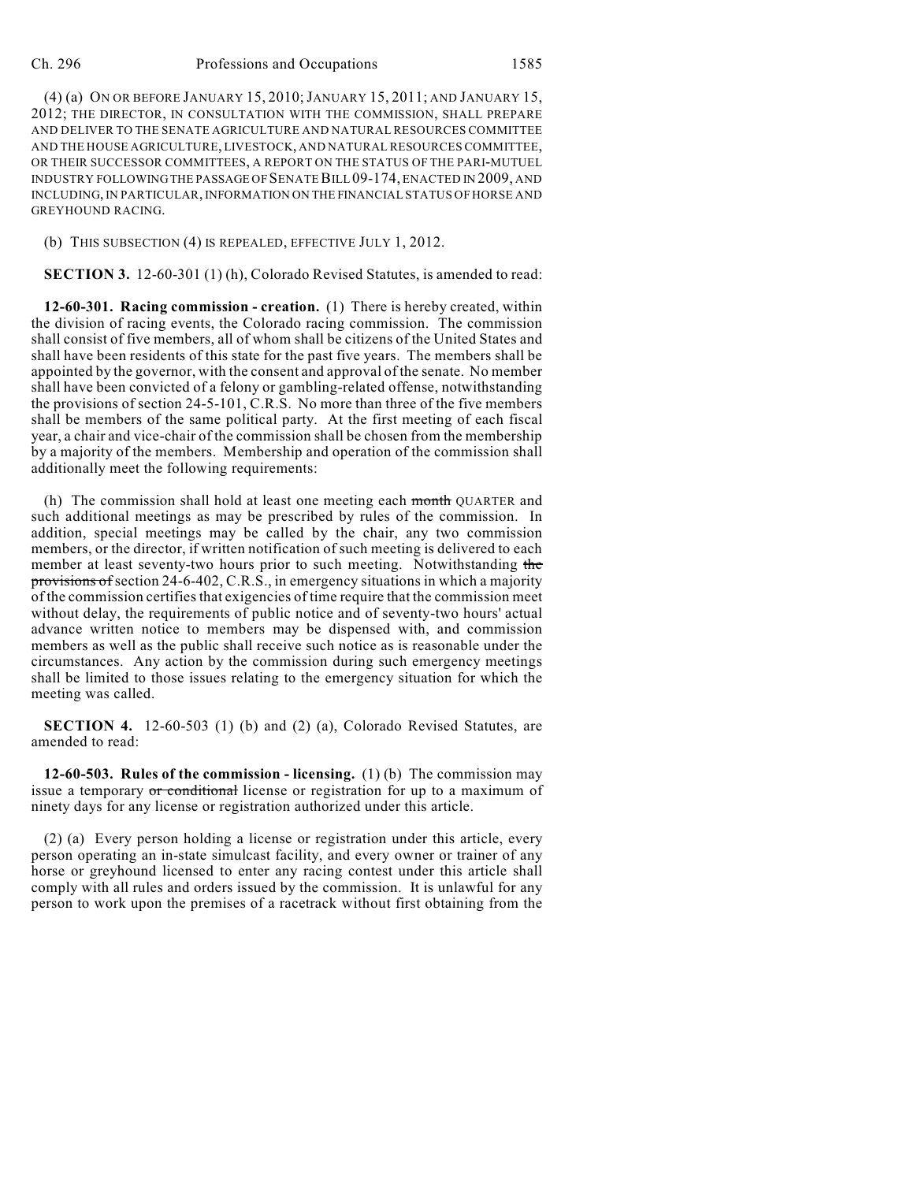(4) (a) ON OR BEFORE JANUARY 15, 2010; JANUARY 15, 2011; AND JANUARY 15, 2012; THE DIRECTOR, IN CONSULTATION WITH THE COMMISSION, SHALL PREPARE AND DELIVER TO THE SENATE AGRICULTURE AND NATURAL RESOURCES COMMITTEE AND THE HOUSE AGRICULTURE, LIVESTOCK, AND NATURAL RESOURCES COMMITTEE, OR THEIR SUCCESSOR COMMITTEES, A REPORT ON THE STATUS OF THE PARI-MUTUEL INDUSTRY FOLLOWING THE PASSAGE OF SENATE BILL 09-174, ENACTED IN 2009, AND INCLUDING, IN PARTICULAR, INFORMATION ON THE FINANCIAL STATUS OF HORSE AND GREYHOUND RACING.

(b) THIS SUBSECTION (4) IS REPEALED, EFFECTIVE JULY 1, 2012.

**SECTION 3.** 12-60-301 (1) (h), Colorado Revised Statutes, is amended to read:

**12-60-301. Racing commission - creation.** (1) There is hereby created, within the division of racing events, the Colorado racing commission. The commission shall consist of five members, all of whom shall be citizens of the United States and shall have been residents of this state for the past five years. The members shall be appointed by the governor, with the consent and approval of the senate. No member shall have been convicted of a felony or gambling-related offense, notwithstanding the provisions of section 24-5-101, C.R.S. No more than three of the five members shall be members of the same political party. At the first meeting of each fiscal year, a chair and vice-chair of the commission shall be chosen from the membership by a majority of the members. Membership and operation of the commission shall additionally meet the following requirements:

(h) The commission shall hold at least one meeting each ~~month~~ QUARTER and such additional meetings as may be prescribed by rules of the commission. In addition, special meetings may be called by the chair, any two commission members, or the director, if written notification of such meeting is delivered to each member at least seventy-two hours prior to such meeting. Notwithstanding ~~the provisions of~~ section 24-6-402, C.R.S., in emergency situations in which a majority of the commission certifies that exigencies of time require that the commission meet without delay, the requirements of public notice and of seventy-two hours' actual advance written notice to members may be dispensed with, and commission members as well as the public shall receive such notice as is reasonable under the circumstances. Any action by the commission during such emergency meetings shall be limited to those issues relating to the emergency situation for which the meeting was called.

**SECTION 4.** 12-60-503 (1) (b) and (2) (a), Colorado Revised Statutes, are amended to read:

**12-60-503. Rules of the commission - licensing.** (1) (b) The commission may issue a temporary ~~or conditional~~ license or registration for up to a maximum of ninety days for any license or registration authorized under this article.

(2) (a) Every person holding a license or registration under this article, every person operating an in-state simulcast facility, and every owner or trainer of any horse or greyhound licensed to enter any racing contest under this article shall comply with all rules and orders issued by the commission. It is unlawful for any person to work upon the premises of a racetrack without first obtaining from the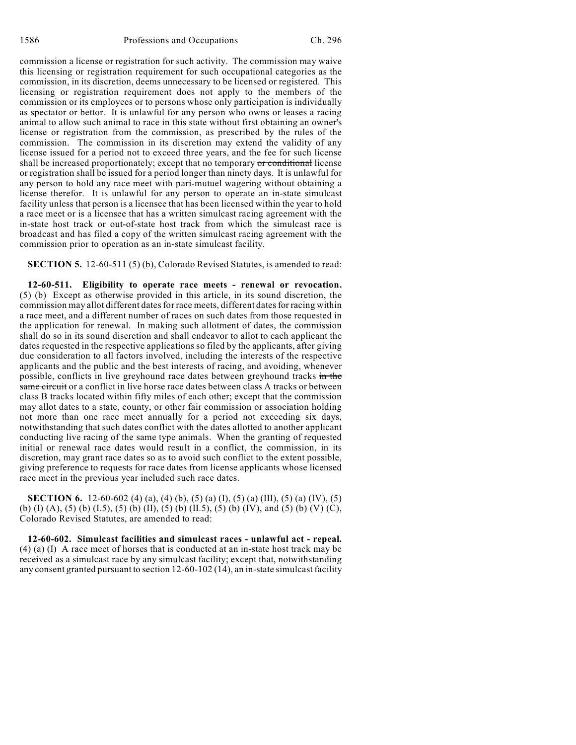commission a license or registration for such activity. The commission may waive this licensing or registration requirement for such occupational categories as the commission, in its discretion, deems unnecessary to be licensed or registered. This licensing or registration requirement does not apply to the members of the commission or its employees or to persons whose only participation is individually as spectator or bettor. It is unlawful for any person who owns or leases a racing animal to allow such animal to race in this state without first obtaining an owner's license or registration from the commission, as prescribed by the rules of the commission. The commission in its discretion may extend the validity of any license issued for a period not to exceed three years, and the fee for such license shall be increased proportionately; except that no temporary ~~or conditional~~ license or registration shall be issued for a period longer than ninety days. It is unlawful for any person to hold any race meet with pari-mutuel wagering without obtaining a license therefor. It is unlawful for any person to operate an in-state simulcast facility unless that person is a licensee that has been licensed within the year to hold a race meet or is a licensee that has a written simulcast racing agreement with the in-state host track or out-of-state host track from which the simulcast race is broadcast and has filed a copy of the written simulcast racing agreement with the commission prior to operation as an in-state simulcast facility.

**SECTION 5.** 12-60-511 (5) (b), Colorado Revised Statutes, is amended to read:

**12-60-511. Eligibility to operate race meets - renewal or revocation.** (5) (b) Except as otherwise provided in this article, in its sound discretion, the commission may allot different dates for race meets, different dates for racing within a race meet, and a different number of races on such dates from those requested in the application for renewal. In making such allotment of dates, the commission shall do so in its sound discretion and shall endeavor to allot to each applicant the dates requested in the respective applications so filed by the applicants, after giving due consideration to all factors involved, including the interests of the respective applicants and the public and the best interests of racing, and avoiding, whenever possible, conflicts in live greyhound race dates between greyhound tracks ~~in the same circuit~~ or a conflict in live horse race dates between class A tracks or between class B tracks located within fifty miles of each other; except that the commission may allot dates to a state, county, or other fair commission or association holding not more than one race meet annually for a period not exceeding six days, notwithstanding that such dates conflict with the dates allotted to another applicant conducting live racing of the same type animals. When the granting of requested initial or renewal race dates would result in a conflict, the commission, in its discretion, may grant race dates so as to avoid such conflict to the extent possible, giving preference to requests for race dates from license applicants whose licensed race meet in the previous year included such race dates.

**SECTION 6.** 12-60-602 (4) (a), (4) (b), (5) (a) (I), (5) (a) (III), (5) (a) (IV), (5) (b) (I) (A), (5) (b) (I.5), (5) (b) (II), (5) (b) (II.5), (5) (b) (IV), and (5) (b) (V) (C), Colorado Revised Statutes, are amended to read:

**12-60-602. Simulcast facilities and simulcast races - unlawful act - repeal.** (4) (a) (I) A race meet of horses that is conducted at an in-state host track may be received as a simulcast race by any simulcast facility; except that, notwithstanding any consent granted pursuant to section 12-60-102 (14), an in-state simulcast facility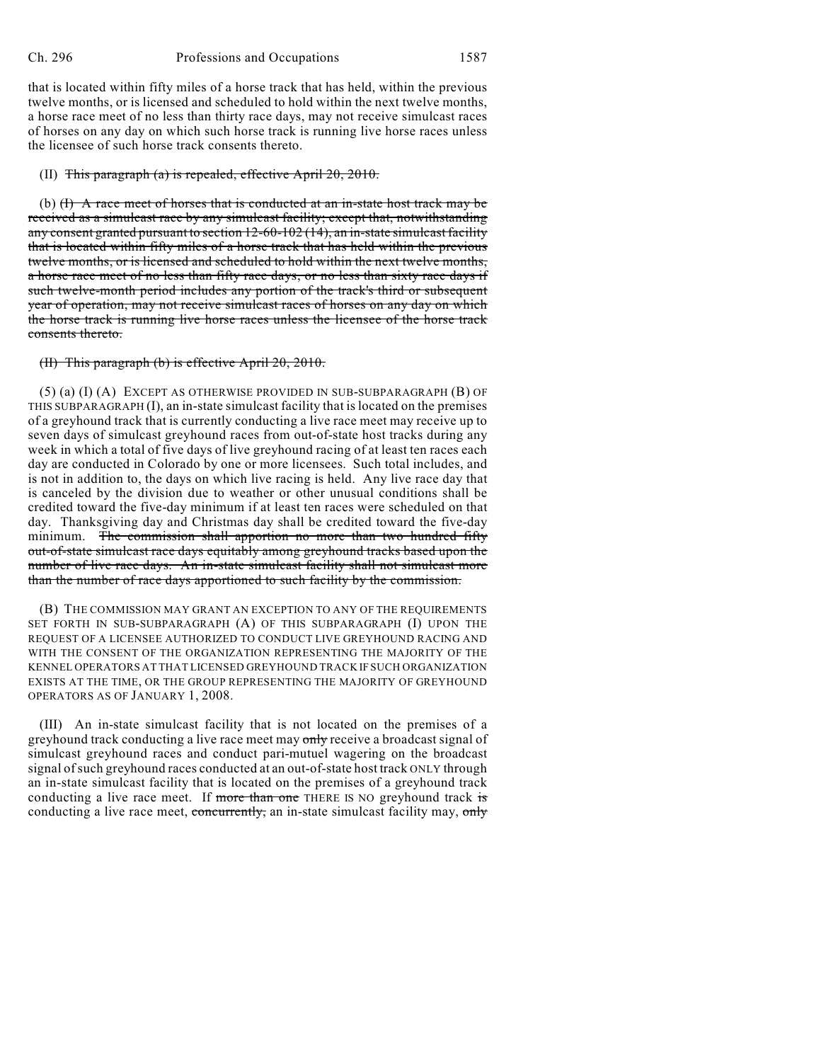that is located within fifty miles of a horse track that has held, within the previous twelve months, or is licensed and scheduled to hold within the next twelve months, a horse race meet of no less than thirty race days, may not receive simulcast races of horses on any day on which such horse track is running live horse races unless the licensee of such horse track consents thereto.

(II) ~~This paragraph (a) is repealed, effective April 20, 2010.~~

(b) ~~(I) A race meet of horses that is conducted at an in-state host track may be received as a simulcast race by any simulcast facility; except that, notwithstanding any consent granted pursuant to section 12-60-102 (14), an in-state simulcast facility that is located within fifty miles of a horse track that has held within the previous twelve months, or is licensed and scheduled to hold within the next twelve months, a horse race meet of no less than fifty race days, or no less than sixty race days if such twelve-month period includes any portion of the track's third or subsequent year of operation, may not receive simulcast races of horses on any day on which the horse track is running live horse races unless the licensee of the horse track consents thereto.~~

~~(II) This paragraph (b) is effective April 20, 2010.~~

(5) (a) (I) (A) EXCEPT AS OTHERWISE PROVIDED IN SUB-SUBPARAGRAPH (B) OF THIS SUBPARAGRAPH (I), an in-state simulcast facility that is located on the premises of a greyhound track that is currently conducting a live race meet may receive up to seven days of simulcast greyhound races from out-of-state host tracks during any week in which a total of five days of live greyhound racing of at least ten races each day are conducted in Colorado by one or more licensees. Such total includes, and is not in addition to, the days on which live racing is held. Any live race day that is canceled by the division due to weather or other unusual conditions shall be credited toward the five-day minimum if at least ten races were scheduled on that day. Thanksgiving day and Christmas day shall be credited toward the five-day minimum. ~~The commission shall apportion no more than two hundred fifty out-of-state simulcast race days equitably among greyhound tracks based upon the number of live race days. An in-state simulcast facility shall not simulcast more than the number of race days apportioned to such facility by the commission.~~

(B) THE COMMISSION MAY GRANT AN EXCEPTION TO ANY OF THE REQUIREMENTS SET FORTH IN SUB-SUBPARAGRAPH (A) OF THIS SUBPARAGRAPH (I) UPON THE REQUEST OF A LICENSEE AUTHORIZED TO CONDUCT LIVE GREYHOUND RACING AND WITH THE CONSENT OF THE ORGANIZATION REPRESENTING THE MAJORITY OF THE KENNEL OPERATORS AT THAT LICENSED GREYHOUND TRACK IF SUCH ORGANIZATION EXISTS AT THE TIME, OR THE GROUP REPRESENTING THE MAJORITY OF GREYHOUND OPERATORS AS OF JANUARY 1, 2008.

(III) An in-state simulcast facility that is not located on the premises of a greyhound track conducting a live race meet may ~~only~~ receive a broadcast signal of simulcast greyhound races and conduct pari-mutuel wagering on the broadcast signal of such greyhound races conducted at an out-of-state host track ONLY through an in-state simulcast facility that is located on the premises of a greyhound track conducting a live race meet. If ~~more than one~~ THERE IS NO greyhound track ~~is~~ conducting a live race meet, ~~concurrently,~~ an in-state simulcast facility may, ~~only~~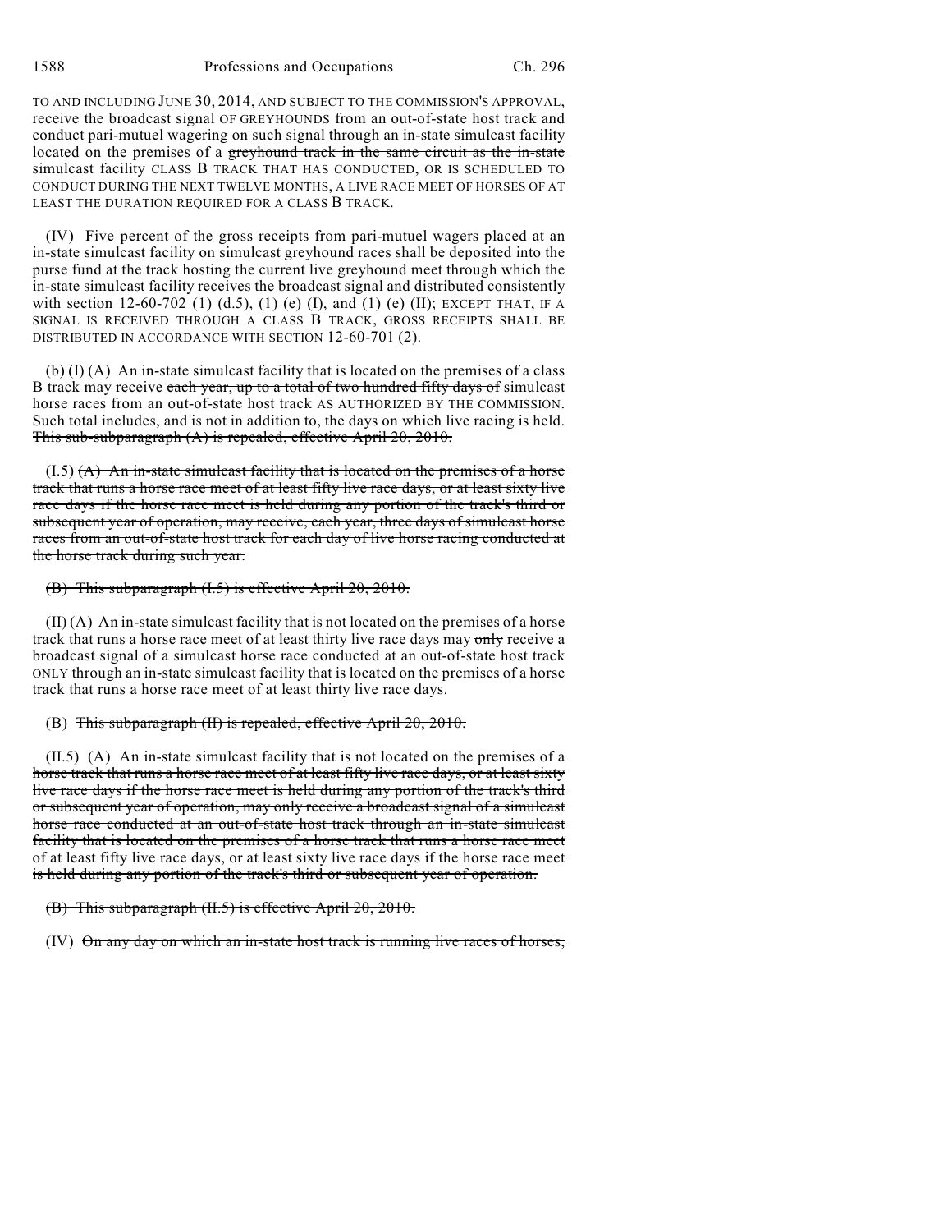TO AND INCLUDING JUNE 30, 2014, AND SUBJECT TO THE COMMISSION'S APPROVAL, receive the broadcast signal OF GREYHOUNDS from an out-of-state host track and conduct pari-mutuel wagering on such signal through an in-state simulcast facility located on the premises of a ~~greyhound track in the same circuit as the in-state simulcast facility~~ CLASS B TRACK THAT HAS CONDUCTED, OR IS SCHEDULED TO CONDUCT DURING THE NEXT TWELVE MONTHS, A LIVE RACE MEET OF HORSES OF AT LEAST THE DURATION REQUIRED FOR A CLASS B TRACK.

(IV) Five percent of the gross receipts from pari-mutuel wagers placed at an in-state simulcast facility on simulcast greyhound races shall be deposited into the purse fund at the track hosting the current live greyhound meet through which the in-state simulcast facility receives the broadcast signal and distributed consistently with section 12-60-702 (1) (d.5), (1) (e) (I), and (1) (e) (II); EXCEPT THAT, IF A SIGNAL IS RECEIVED THROUGH A CLASS B TRACK, GROSS RECEIPTS SHALL BE DISTRIBUTED IN ACCORDANCE WITH SECTION 12-60-701 (2).

(b) (I) (A) An in-state simulcast facility that is located on the premises of a class B track may receive ~~each year, up to a total of two hundred fifty days of~~ simulcast horse races from an out-of-state host track AS AUTHORIZED BY THE COMMISSION. Such total includes, and is not in addition to, the days on which live racing is held. ~~This sub-subparagraph (A) is repealed, effective April 20, 2010.~~

(I.5) ~~(A) An in-state simulcast facility that is located on the premises of a horse track that runs a horse race meet of at least fifty live race days, or at least sixty live race days if the horse race meet is held during any portion of the track's third or subsequent year of operation, may receive, each year, three days of simulcast horse races from an out-of-state host track for each day of live horse racing conducted at the horse track during such year.~~

~~(B) This subparagraph (I.5) is effective April 20, 2010.~~

(II) (A) An in-state simulcast facility that is not located on the premises of a horse track that runs a horse race meet of at least thirty live race days may ~~only~~ receive a broadcast signal of a simulcast horse race conducted at an out-of-state host track ONLY through an in-state simulcast facility that is located on the premises of a horse track that runs a horse race meet of at least thirty live race days.

(B) ~~This subparagraph (II) is repealed, effective April 20, 2010.~~

(II.5) ~~(A) An in-state simulcast facility that is not located on the premises of a horse track that runs a horse race meet of at least fifty live race days, or at least sixty live race days if the horse race meet is held during any portion of the track's third or subsequent year of operation, may only receive a broadcast signal of a simulcast horse race conducted at an out-of-state host track through an in-state simulcast facility that is located on the premises of a horse track that runs a horse race meet of at least fifty live race days, or at least sixty live race days if the horse race meet is held during any portion of the track's third or subsequent year of operation.~~

~~(B) This subparagraph (II.5) is effective April 20, 2010.~~

(IV) ~~On any day on which an in-state host track is running live races of horses,~~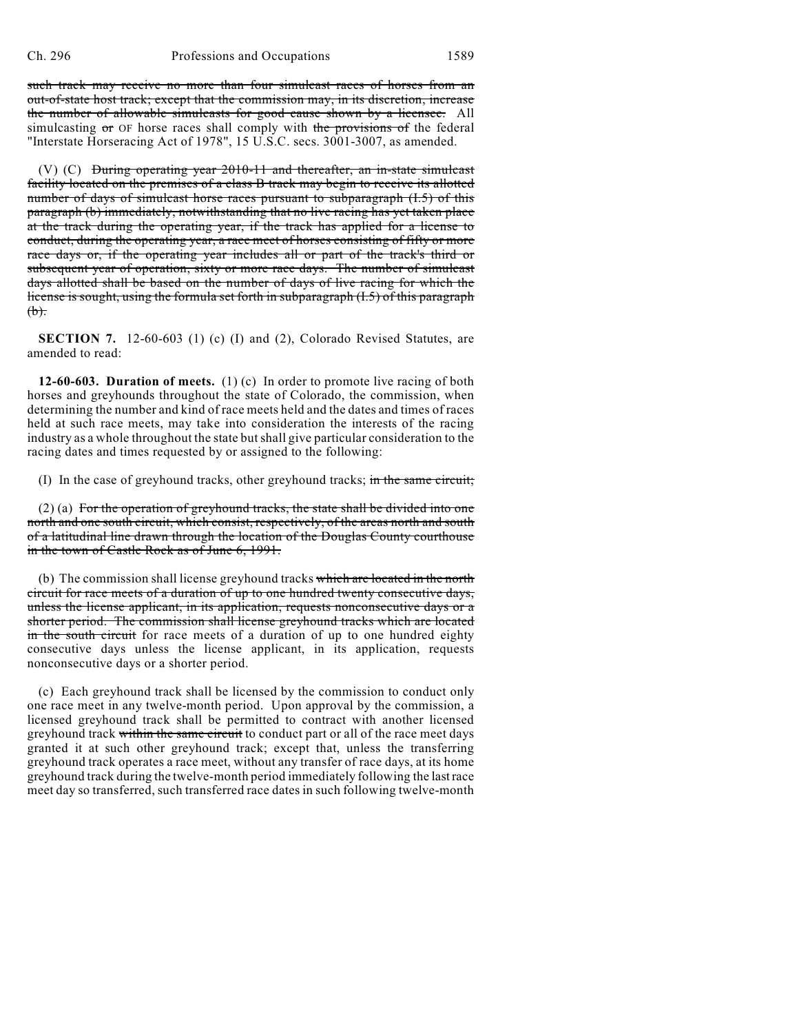such track may receive no more than four simulcast races of horses from an out-of-state host track; except that the commission may, in its discretion, increase the number of allowable simulcasts for good cause shown by a licensee. All simulcasting or OF horse races shall comply with the provisions of the federal "Interstate Horseracing Act of 1978", 15 U.S.C. secs. 3001-3007, as amended.

(V) (C) During operating year 2010-11 and thereafter, an in-state simulcast facility located on the premises of a class B track may begin to receive its allotted number of days of simulcast horse races pursuant to subparagraph (I.5) of this paragraph (b) immediately, notwithstanding that no live racing has yet taken place at the track during the operating year, if the track has applied for a license to conduct, during the operating year, a race meet of horses consisting of fifty or more race days or, if the operating year includes all or part of the track's third or subsequent year of operation, sixty or more race days. The number of simulcast days allotted shall be based on the number of days of live racing for which the license is sought, using the formula set forth in subparagraph (I.5) of this paragraph (b).

**SECTION 7.** 12-60-603 (1) (c) (I) and (2), Colorado Revised Statutes, are amended to read:

**12-60-603. Duration of meets.** (1) (c) In order to promote live racing of both horses and greyhounds throughout the state of Colorado, the commission, when determining the number and kind of race meets held and the dates and times of races held at such race meets, may take into consideration the interests of the racing industry as a whole throughout the state but shall give particular consideration to the racing dates and times requested by or assigned to the following:

(I) In the case of greyhound tracks, other greyhound tracks; in the same circuit;

(2) (a) For the operation of greyhound tracks, the state shall be divided into one north and one south circuit, which consist, respectively, of the areas north and south of a latitudinal line drawn through the location of the Douglas County courthouse in the town of Castle Rock as of June 6, 1991.

(b) The commission shall license greyhound tracks which are located in the north circuit for race meets of a duration of up to one hundred twenty consecutive days, unless the license applicant, in its application, requests nonconsecutive days or a shorter period. The commission shall license greyhound tracks which are located in the south circuit for race meets of a duration of up to one hundred eighty consecutive days unless the license applicant, in its application, requests nonconsecutive days or a shorter period.

(c) Each greyhound track shall be licensed by the commission to conduct only one race meet in any twelve-month period. Upon approval by the commission, a licensed greyhound track shall be permitted to contract with another licensed greyhound track within the same circuit to conduct part or all of the race meet days granted it at such other greyhound track; except that, unless the transferring greyhound track operates a race meet, without any transfer of race days, at its home greyhound track during the twelve-month period immediately following the last race meet day so transferred, such transferred race dates in such following twelve-month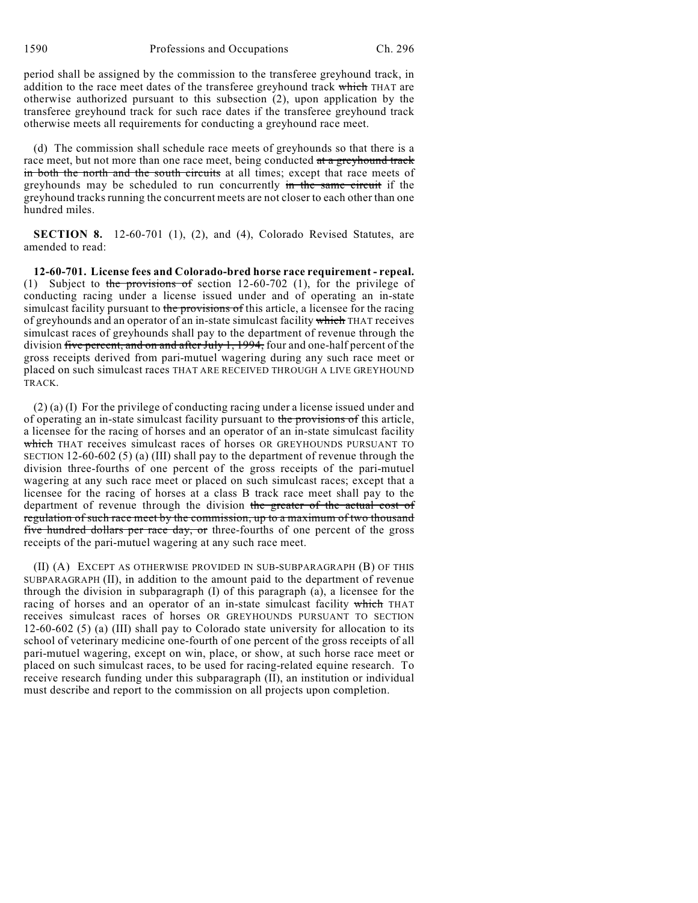period shall be assigned by the commission to the transferee greyhound track, in addition to the race meet dates of the transferee greyhound track ~~which~~ THAT are otherwise authorized pursuant to this subsection (2), upon application by the transferee greyhound track for such race dates if the transferee greyhound track otherwise meets all requirements for conducting a greyhound race meet.

(d) The commission shall schedule race meets of greyhounds so that there is a race meet, but not more than one race meet, being conducted ~~at a greyhound track in both the north and the south circuits~~ at all times; except that race meets of greyhounds may be scheduled to run concurrently ~~in the same circuit~~ if the greyhound tracks running the concurrent meets are not closer to each other than one hundred miles.

**SECTION 8.** 12-60-701 (1), (2), and (4), Colorado Revised Statutes, are amended to read:

**12-60-701. License fees and Colorado-bred horse race requirement - repeal.** (1) Subject to ~~the provisions of~~ section 12-60-702 (1), for the privilege of conducting racing under a license issued under and of operating an in-state simulcast facility pursuant to ~~the provisions of~~ this article, a licensee for the racing of greyhounds and an operator of an in-state simulcast facility ~~which~~ THAT receives simulcast races of greyhounds shall pay to the department of revenue through the division ~~five percent, and on and after July 1, 1994,~~ four and one-half percent of the gross receipts derived from pari-mutuel wagering during any such race meet or placed on such simulcast races THAT ARE RECEIVED THROUGH A LIVE GREYHOUND TRACK.

(2) (a) (I) For the privilege of conducting racing under a license issued under and of operating an in-state simulcast facility pursuant to ~~the provisions of~~ this article, a licensee for the racing of horses and an operator of an in-state simulcast facility ~~which~~ THAT receives simulcast races of horses OR GREYHOUNDS PURSUANT TO SECTION 12-60-602 (5) (a) (III) shall pay to the department of revenue through the division three-fourths of one percent of the gross receipts of the pari-mutuel wagering at any such race meet or placed on such simulcast races; except that a licensee for the racing of horses at a class B track race meet shall pay to the department of revenue through the division ~~the greater of the actual cost of regulation of such race meet by the commission, up to a maximum of two thousand five hundred dollars per race day, or~~ three-fourths of one percent of the gross receipts of the pari-mutuel wagering at any such race meet.

(II) (A) EXCEPT AS OTHERWISE PROVIDED IN SUB-SUBPARAGRAPH (B) OF THIS SUBPARAGRAPH (II), in addition to the amount paid to the department of revenue through the division in subparagraph (I) of this paragraph (a), a licensee for the racing of horses and an operator of an in-state simulcast facility ~~which~~ THAT receives simulcast races of horses OR GREYHOUNDS PURSUANT TO SECTION 12-60-602 (5) (a) (III) shall pay to Colorado state university for allocation to its school of veterinary medicine one-fourth of one percent of the gross receipts of all pari-mutuel wagering, except on win, place, or show, at such horse race meet or placed on such simulcast races, to be used for racing-related equine research. To receive research funding under this subparagraph (II), an institution or individual must describe and report to the commission on all projects upon completion.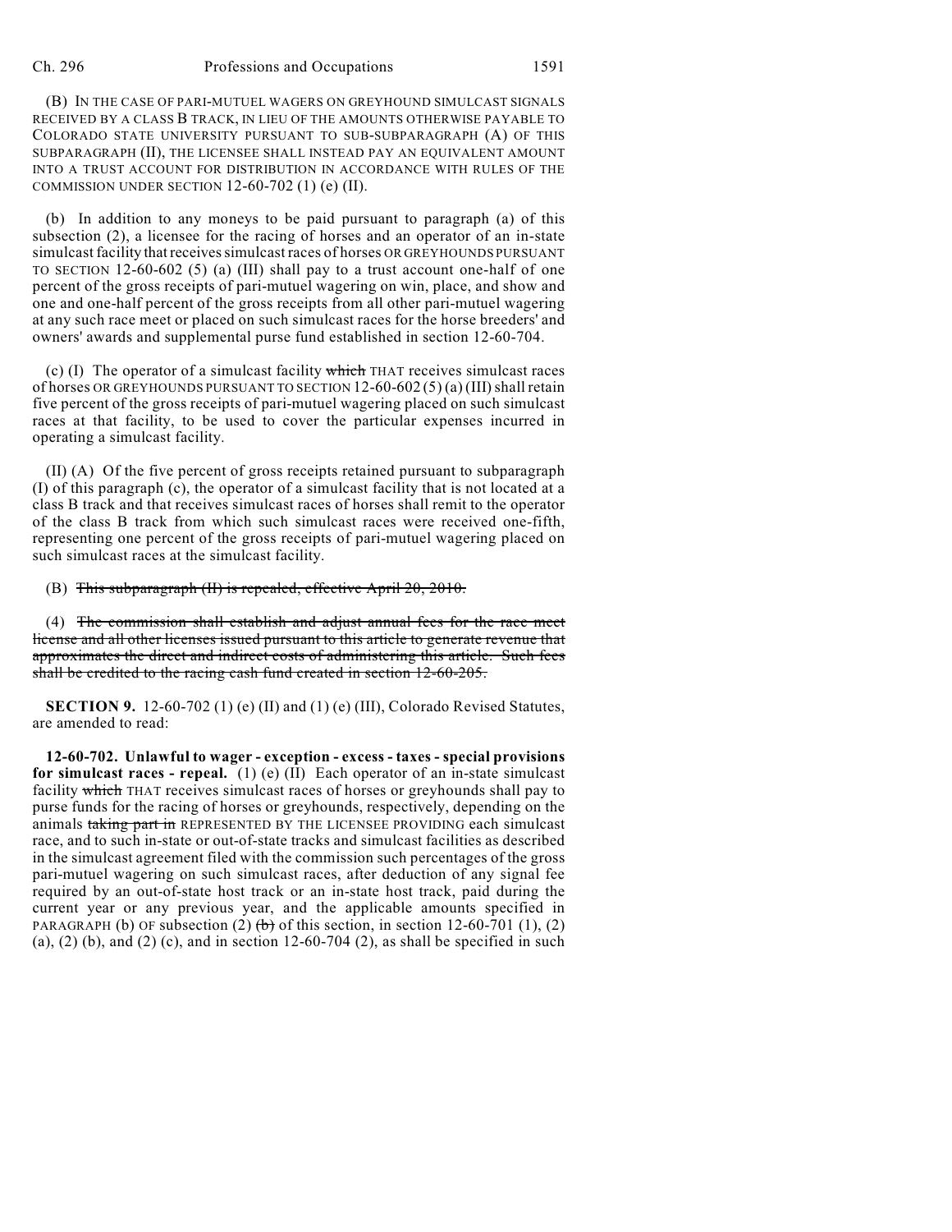(B) IN THE CASE OF PARI-MUTUEL WAGERS ON GREYHOUND SIMULCAST SIGNALS RECEIVED BY A CLASS B TRACK, IN LIEU OF THE AMOUNTS OTHERWISE PAYABLE TO COLORADO STATE UNIVERSITY PURSUANT TO SUB-SUBPARAGRAPH (A) OF THIS SUBPARAGRAPH (II), THE LICENSEE SHALL INSTEAD PAY AN EQUIVALENT AMOUNT INTO A TRUST ACCOUNT FOR DISTRIBUTION IN ACCORDANCE WITH RULES OF THE COMMISSION UNDER SECTION 12-60-702 (1) (e) (II).

(b) In addition to any moneys to be paid pursuant to paragraph (a) of this subsection (2), a licensee for the racing of horses and an operator of an in-state simulcast facility that receives simulcast races of horses OR GREYHOUNDS PURSUANT TO SECTION 12-60-602 (5) (a) (III) shall pay to a trust account one-half of one percent of the gross receipts of pari-mutuel wagering on win, place, and show and one and one-half percent of the gross receipts from all other pari-mutuel wagering at any such race meet or placed on such simulcast races for the horse breeders' and owners' awards and supplemental purse fund established in section 12-60-704.

(c) (I) The operator of a simulcast facility ~~which~~ THAT receives simulcast races of horses OR GREYHOUNDS PURSUANT TO SECTION 12-60-602 (5) (a) (III) shall retain five percent of the gross receipts of pari-mutuel wagering placed on such simulcast races at that facility, to be used to cover the particular expenses incurred in operating a simulcast facility.

(II) (A) Of the five percent of gross receipts retained pursuant to subparagraph (I) of this paragraph (c), the operator of a simulcast facility that is not located at a class B track and that receives simulcast races of horses shall remit to the operator of the class B track from which such simulcast races were received one-fifth, representing one percent of the gross receipts of pari-mutuel wagering placed on such simulcast races at the simulcast facility.

(B) ~~This subparagraph (II) is repealed, effective April 20, 2010.~~

(4) ~~The commission shall establish and adjust annual fees for the race meet license and all other licenses issued pursuant to this article to generate revenue that approximates the direct and indirect costs of administering this article. Such fees shall be credited to the racing cash fund created in section 12-60-205.~~

**SECTION 9.** 12-60-702 (1) (e) (II) and (1) (e) (III), Colorado Revised Statutes, are amended to read:

**12-60-702. Unlawful to wager - exception - excess - taxes - special provisions for simulcast races - repeal.** (1) (e) (II) Each operator of an in-state simulcast facility ~~which~~ THAT receives simulcast races of horses or greyhounds shall pay to purse funds for the racing of horses or greyhounds, respectively, depending on the animals ~~taking part in~~ REPRESENTED BY THE LICENSEE PROVIDING each simulcast race, and to such in-state or out-of-state tracks and simulcast facilities as described in the simulcast agreement filed with the commission such percentages of the gross pari-mutuel wagering on such simulcast races, after deduction of any signal fee required by an out-of-state host track or an in-state host track, paid during the current year or any previous year, and the applicable amounts specified in PARAGRAPH (b) OF subsection (2) ~~(b)~~ of this section, in section 12-60-701 (1), (2) (a), (2) (b), and (2) (c), and in section 12-60-704 (2), as shall be specified in such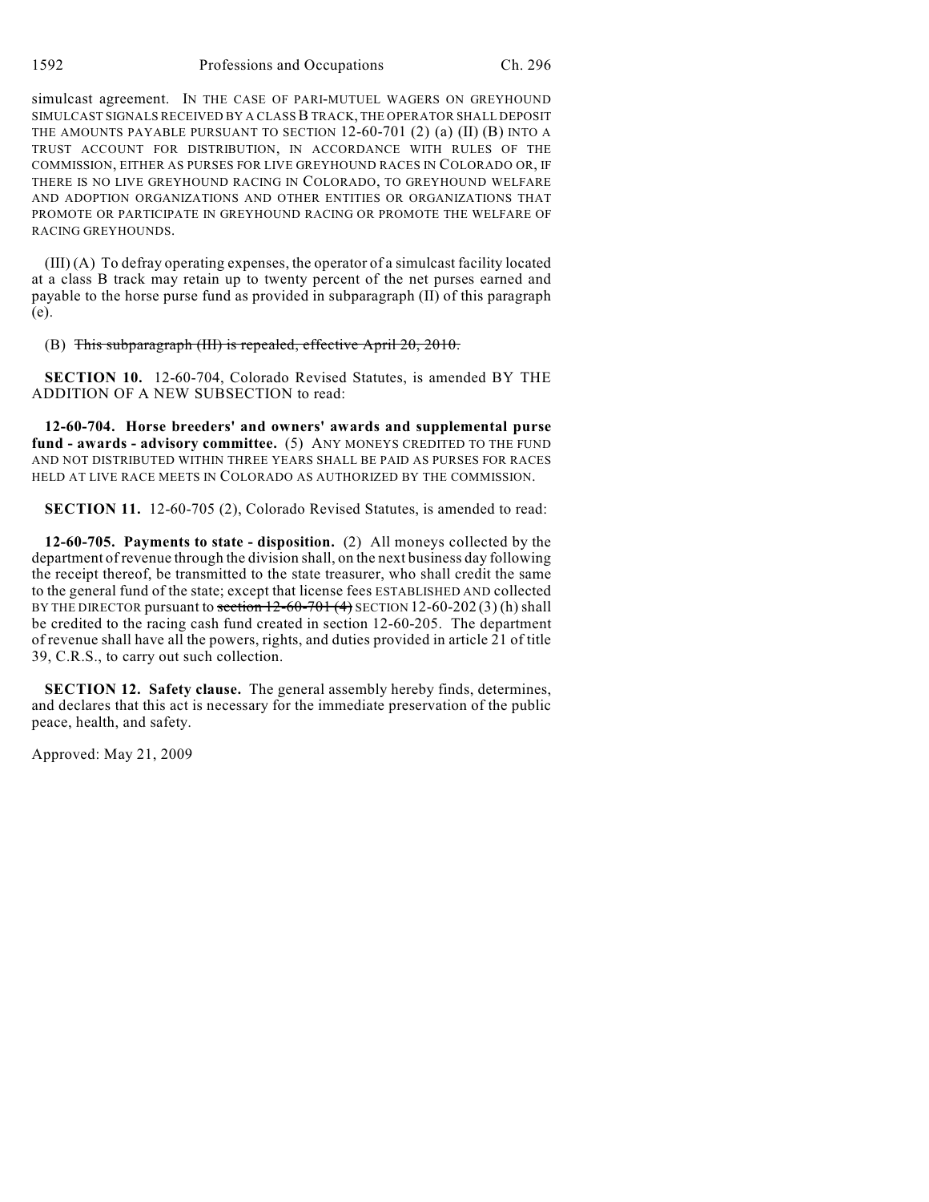simulcast agreement. IN THE CASE OF PARI-MUTUEL WAGERS ON GREYHOUND SIMULCAST SIGNALS RECEIVED BY A CLASS B TRACK, THE OPERATOR SHALL DEPOSIT THE AMOUNTS PAYABLE PURSUANT TO SECTION 12-60-701 (2) (a) (II) (B) INTO A TRUST ACCOUNT FOR DISTRIBUTION, IN ACCORDANCE WITH RULES OF THE COMMISSION, EITHER AS PURSES FOR LIVE GREYHOUND RACES IN COLORADO OR, IF THERE IS NO LIVE GREYHOUND RACING IN COLORADO, TO GREYHOUND WELFARE AND ADOPTION ORGANIZATIONS AND OTHER ENTITIES OR ORGANIZATIONS THAT PROMOTE OR PARTICIPATE IN GREYHOUND RACING OR PROMOTE THE WELFARE OF RACING GREYHOUNDS.

(III) (A) To defray operating expenses, the operator of a simulcast facility located at a class B track may retain up to twenty percent of the net purses earned and payable to the horse purse fund as provided in subparagraph (II) of this paragraph (e).

(B) ~~This subparagraph (III) is repealed, effective April 20, 2010.~~

**SECTION 10.** 12-60-704, Colorado Revised Statutes, is amended BY THE ADDITION OF A NEW SUBSECTION to read:

**12-60-704. Horse breeders' and owners' awards and supplemental purse fund - awards - advisory committee.** (5) ANY MONEYS CREDITED TO THE FUND AND NOT DISTRIBUTED WITHIN THREE YEARS SHALL BE PAID AS PURSES FOR RACES HELD AT LIVE RACE MEETS IN COLORADO AS AUTHORIZED BY THE COMMISSION.

**SECTION 11.** 12-60-705 (2), Colorado Revised Statutes, is amended to read:

**12-60-705. Payments to state - disposition.** (2) All moneys collected by the department of revenue through the division shall, on the next business day following the receipt thereof, be transmitted to the state treasurer, who shall credit the same to the general fund of the state; except that license fees ESTABLISHED AND collected BY THE DIRECTOR pursuant to ~~section 12-60-701 (4)~~ SECTION 12-60-202 (3) (h) shall be credited to the racing cash fund created in section 12-60-205. The department of revenue shall have all the powers, rights, and duties provided in article 21 of title 39, C.R.S., to carry out such collection.

**SECTION 12. Safety clause.** The general assembly hereby finds, determines, and declares that this act is necessary for the immediate preservation of the public peace, health, and safety.

Approved: May 21, 2009